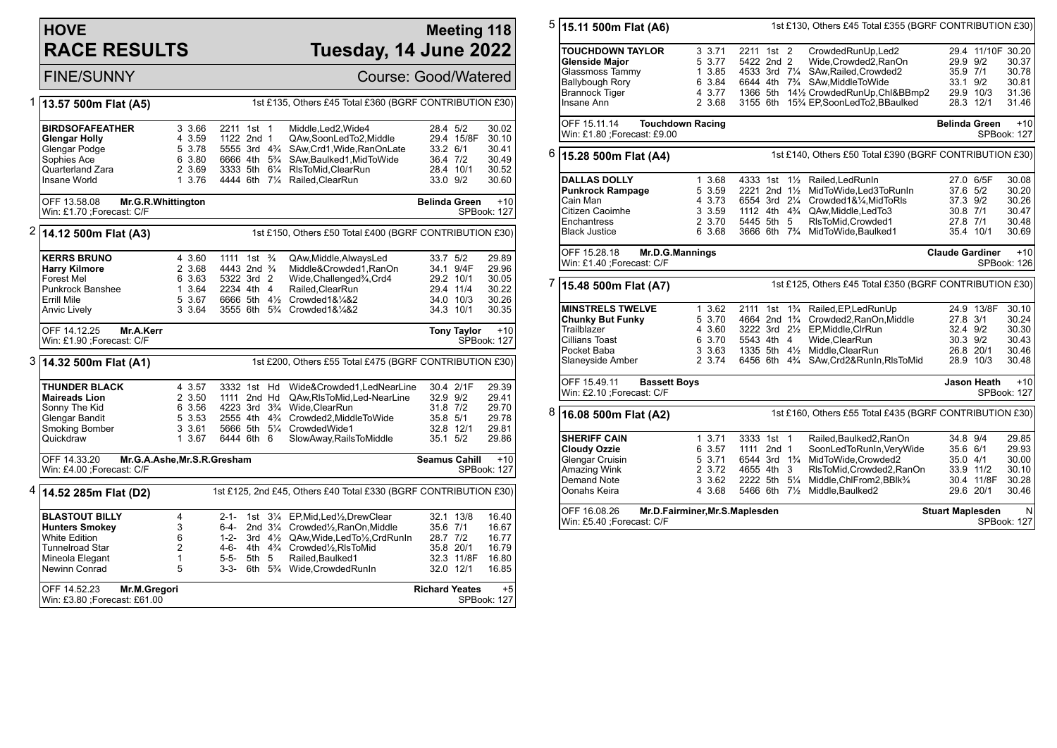# HOVE RACE RESULTS

## Meeting 118 — Tuesday, 14 June 2022

FINE/SUNNY — Course: Good/Watered

### 1 — 13.57 500m Flat (A5)

1st £135, Others £45 Total £360 (BGRF CONTRIBUTION £30)

| Greyhound | Trap | Sec | Bends | Pos | Dist | Comment | Wt | SP | Time |
|---|---|---|---|---|---|---|---|---|---|
| **BIRDSOFAFEATHER** | 3 | 3.66 | 2211 | 1st | 1 | Middle,Led2,Wide4 | 28.4 | 5/2 | 30.02 |
| **Glengar Holly** | 4 | 3.59 | 1122 | 2nd | 1 | QAw,SoonLedTo2,Middle | 29.4 | 15/8F | 30.10 |
| Glengar Podge | 5 | 3.78 | 5555 | 3rd | 4¾ | SAw,Crd1,Wide,RanOnLate | 33.2 | 6/1 | 30.41 |
| Sophies Ace | 6 | 3.80 | 6666 | 4th | 5¾ | SAw,Baulked1,MidToWide | 36.4 | 7/2 | 30.49 |
| Quarterland Zara | 2 | 3.69 | 3333 | 5th | 6¼ | RlsToMid,ClearRun | 28.4 | 10/1 | 30.52 |
| Insane World | 1 | 3.76 | 4444 | 6th | 7¼ | Railed,ClearRun | 33.0 | 9/2 | 30.60 |

OFF 13.58.08 **Mr.G.R.Whittington** — **Belinda Green** +10
Win: £1.70 ;Forecast: C/F — SPBook: 127

### 2 — 14.12 500m Flat (A3)

1st £150, Others £50 Total £400 (BGRF CONTRIBUTION £30)

| Greyhound | Trap | Sec | Bends | Pos | Dist | Comment | Wt | SP | Time |
|---|---|---|---|---|---|---|---|---|---|
| **KERRS BRUNO** | 4 | 3.60 | 1111 | 1st | ¾ | QAw,Middle,AlwaysLed | 33.7 | 5/2 | 29.89 |
| **Harry Kilmore** | 2 | 3.68 | 4443 | 2nd | ¾ | Middle&Crowded1,RanOn | 34.1 | 9/4F | 29.96 |
| Forest Mel | 6 | 3.63 | 5322 | 3rd | 2 | Wide,Challenged¾,Crd4 | 29.2 | 10/1 | 30.05 |
| Punkrock Banshee | 1 | 3.64 | 2234 | 4th | 4 | Railed,ClearRun | 29.4 | 11/4 | 30.22 |
| Errill Mile | 5 | 3.67 | 6666 | 5th | 4½ | Crowded1&¼&2 | 34.0 | 10/3 | 30.26 |
| Anvic Lively | 3 | 3.64 | 3555 | 6th | 5¾ | Crowded1&¼&2 | 34.3 | 10/1 | 30.35 |

OFF 14.12.25 **Mr.A.Kerr** — **Tony Taylor** +10
Win: £1.90 ;Forecast: C/F — SPBook: 127

### 3 — 14.32 500m Flat (A1)

1st £200, Others £55 Total £475 (BGRF CONTRIBUTION £30)

| Greyhound | Trap | Sec | Bends | Pos | Dist | Comment | Wt | SP | Time |
|---|---|---|---|---|---|---|---|---|---|
| **THUNDER BLACK** | 4 | 3.57 | 3332 | 1st | Hd | Wide&Crowded1,LedNearLine | 30.4 | 2/1F | 29.39 |
| **Maireads Lion** | 2 | 3.50 | 1111 | 2nd | Hd | QAw,RlsToMid,Led-NearLine | 32.9 | 9/2 | 29.41 |
| Sonny The Kid | 6 | 3.56 | 4223 | 3rd | 3¾ | Wide,ClearRun | 31.8 | 7/2 | 29.70 |
| Glengar Bandit | 5 | 3.53 | 2555 | 4th | 4¾ | Crowded2,MiddleToWide | 35.8 | 5/1 | 29.78 |
| Smoking Bomber | 3 | 3.61 | 5666 | 5th | 5¼ | CrowdedWide1 | 32.8 | 12/1 | 29.81 |
| Quickdraw | 1 | 3.67 | 6444 | 6th | 6 | SlowAway,RailsToMiddle | 35.1 | 5/2 | 29.86 |

OFF 14.33.20 **Mr.G.A.Ashe,Mr.S.R.Gresham** — **Seamus Cahill** +10
Win: £4.00 ;Forecast: C/F — SPBook: 127

### 4 — 14.52 285m Flat (D2)

1st £125, 2nd £45, Others £40 Total £330 (BGRF CONTRIBUTION £30)

| Greyhound | Trap | Bends | Pos | Dist | Comment | Wt | SP | Time |
|---|---|---|---|---|---|---|---|---|
| **BLASTOUT BILLY** | 4 | 2-1- | 1st | 3¼ | EP,Mid,Led½,DrewClear | 32.1 | 13/8 | 16.40 |
| **Hunters Smokey** | 3 | 6-4- | 2nd | 3¼ | Crowded½,RanOn,Middle | 35.6 | 7/1 | 16.67 |
| White Edition | 6 | 1-2- | 3rd | 4½ | QAw,Wide,LedTo½,CrdRunIn | 28.7 | 7/2 | 16.77 |
| Tunnelroad Star | 2 | 4-6- | 4th | 4¾ | Crowded½,RlsToMid | 35.8 | 20/1 | 16.79 |
| Mineola Elegant | 1 | 5-5- | 5th | 5 | Railed,Baulked1 | 32.3 | 11/8F | 16.80 |
| Newinn Conrad | 5 | 3-3- | 6th | 5¾ | Wide,CrowdedRunIn | 32.0 | 12/1 | 16.85 |

OFF 14.52.23 **Mr.M.Gregori** — **Richard Yeates** +5
Win: £3.80 ;Forecast: £61.00 — SPBook: 127

### 5 — 15.11 500m Flat (A6)

1st £130, Others £45 Total £355 (BGRF CONTRIBUTION £30)

| Greyhound | Trap | Sec | Bends | Pos | Dist | Comment | Wt | SP | Time |
|---|---|---|---|---|---|---|---|---|---|
| **TOUCHDOWN TAYLOR** | 3 | 3.71 | 2211 | 1st | 2 | CrowdedRunUp,Led2 | 29.4 | 11/10F | 30.20 |
| **Glenside Major** | 5 | 3.77 | 5422 | 2nd | 2 | Wide,Crowded2,RanOn | 29.9 | 9/2 | 30.37 |
| Glassmoss Tammy | 1 | 3.85 | 4533 | 3rd | 7¼ | SAw,Railed,Crowded2 | 35.9 | 7/1 | 30.78 |
| Ballybough Rory | 6 | 3.84 | 6644 | 4th | 7¾ | SAw,MiddleToWide | 33.1 | 9/2 | 30.81 |
| Brannock Tiger | 4 | 3.77 | 1366 | 5th | 14½ | CrowdedRunUp,Chl&BBmp2 | 29.9 | 10/3 | 31.36 |
| Insane Ann | 2 | 3.68 | 3155 | 6th | 15¾ | EP,SoonLedTo2,BBaulked | 28.3 | 12/1 | 31.46 |

OFF 15.11.14 **Touchdown Racing** — **Belinda Green** +10
Win: £1.80 ;Forecast: £9.00 — SPBook: 127

### 6 — 15.28 500m Flat (A4)

1st £140, Others £50 Total £390 (BGRF CONTRIBUTION £30)

| Greyhound | Trap | Sec | Bends | Pos | Dist | Comment | Wt | SP | Time |
|---|---|---|---|---|---|---|---|---|---|
| **DALLAS DOLLY** | 1 | 3.68 | 4333 | 1st | 1½ | Railed,LedRunIn | 27.0 | 6/5F | 30.08 |
| **Punkrock Rampage** | 5 | 3.59 | 2221 | 2nd | 1½ | MidToWide,Led3ToRunIn | 37.6 | 5/2 | 30.20 |
| Cain Man | 4 | 3.73 | 6554 | 3rd | 2¼ | Crowded1&¼,MidToRls | 37.3 | 9/2 | 30.26 |
| Citizen Caoimhe | 3 | 3.59 | 1112 | 4th | 4¾ | QAw,Middle,LedTo3 | 30.8 | 7/1 | 30.47 |
| Enchantress | 2 | 3.70 | 5445 | 5th | 5 | RlsToMid,Crowded1 | 27.8 | 7/1 | 30.48 |
| Black Justice | 6 | 3.68 | 3666 | 6th | 7¾ | MidToWide,Baulked1 | 35.4 | 10/1 | 30.69 |

OFF 15.28.18 **Mr.D.G.Mannings** — **Claude Gardiner** +10
Win: £1.40 ;Forecast: C/F — SPBook: 126

### 7 — 15.48 500m Flat (A7)

1st £125, Others £45 Total £350 (BGRF CONTRIBUTION £30)

| Greyhound | Trap | Sec | Bends | Pos | Dist | Comment | Wt | SP | Time |
|---|---|---|---|---|---|---|---|---|---|
| **MINSTRELS TWELVE** | 1 | 3.62 | 2111 | 1st | 1¾ | Railed,EP,LedRunUp | 24.9 | 13/8F | 30.10 |
| **Chunky But Funky** | 5 | 3.70 | 4664 | 2nd | 1¾ | Crowded2,RanOn,Middle | 27.8 | 3/1 | 30.24 |
| Trailblazer | 4 | 3.60 | 3222 | 3rd | 2½ | EP,Middle,ClrRun | 32.4 | 9/2 | 30.30 |
| Cillians Toast | 6 | 3.70 | 5543 | 4th | 4 | Wide,ClearRun | 30.3 | 9/2 | 30.43 |
| Pocket Baba | 3 | 3.63 | 1335 | 5th | 4½ | Middle,ClearRun | 26.8 | 20/1 | 30.46 |
| Slaneyside Amber | 2 | 3.74 | 6456 | 6th | 4¾ | SAw,Crd2&RunIn,RlsToMid | 28.9 | 10/3 | 30.48 |

OFF 15.49.11 **Bassett Boys** — **Jason Heath** +10
Win: £2.10 ;Forecast: C/F — SPBook: 127

### 8 — 16.08 500m Flat (A2)

1st £160, Others £55 Total £435 (BGRF CONTRIBUTION £30)

| Greyhound | Trap | Sec | Bends | Pos | Dist | Comment | Wt | SP | Time |
|---|---|---|---|---|---|---|---|---|---|
| **SHERIFF CAIN** | 1 | 3.71 | 3333 | 1st | 1 | Railed,Baulked2,RanOn | 34.8 | 9/4 | 29.85 |
| **Cloudy Ozzie** | 6 | 3.57 | 1111 | 2nd | 1 | SoonLedToRunIn,VeryWide | 35.6 | 6/1 | 29.93 |
| Glengar Cruisin | 5 | 3.71 | 6544 | 3rd | 1¾ | MidToWide,Crowded2 | 35.0 | 4/1 | 30.00 |
| Amazing Wink | 2 | 3.72 | 4655 | 4th | 3 | RlsToMid,Crowded2,RanOn | 33.9 | 11/2 | 30.10 |
| Demand Note | 3 | 3.62 | 2222 | 5th | 5¼ | Middle,ChlFrom2,BBlk¾ | 30.4 | 11/8F | 30.28 |
| Oonahs Keira | 4 | 3.68 | 5466 | 6th | 7½ | Middle,Baulked2 | 29.6 | 20/1 | 30.46 |

OFF 16.08.26 **Mr.D.Fairminer,Mr.S.Maplesden** — **Stuart Maplesden** N
Win: £5.40 ;Forecast: C/F — SPBook: 127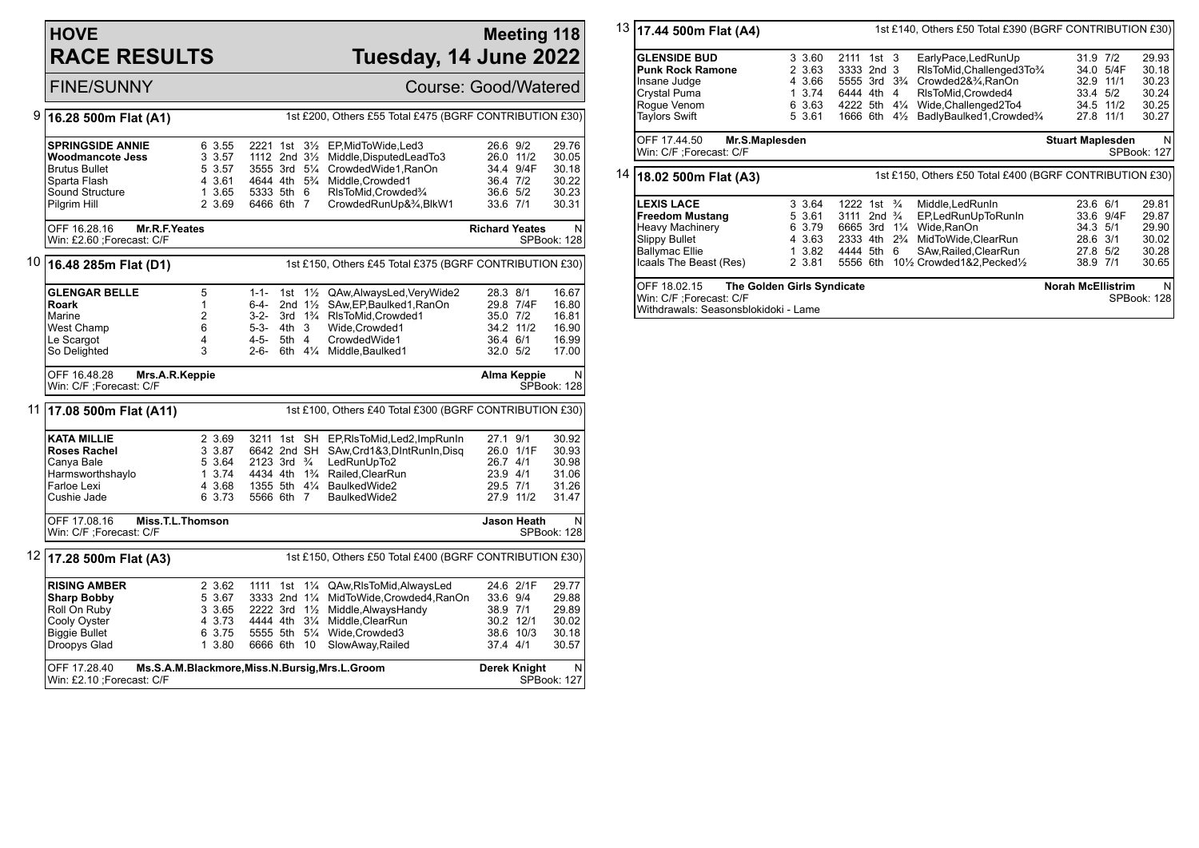# HOVE RACE RESULTS

## Meeting 118 — Tuesday, 14 June 2022

FINE/SUNNY — Course: Good/Watered

### 9 16.28 500m Flat (A1)

1st £200, Others £55 Total £475 (BGRF CONTRIBUTION £30)

| | | | | | | | | | |
|---|---|---|---|---|---|---|---|---|---|
| **SPRINGSIDE ANNIE** | 6 | 3.55 | 2221 | 1st | 3½ | EP,MidToWide,Led3 | 26.6 | 9/2 | 29.76 |
| **Woodmancote Jess** | 3 | 3.57 | 1112 | 2nd | 3½ | Middle,DisputedLeadTo3 | 26.0 | 11/2 | 30.05 |
| Brutus Bullet | 5 | 3.57 | 3555 | 3rd | 5¼ | CrowdedWide1,RanOn | 34.4 | 9/4F | 30.18 |
| Sparta Flash | 4 | 3.61 | 4644 | 4th | 5¾ | Middle,Crowded1 | 36.4 | 7/2 | 30.22 |
| Sound Structure | 1 | 3.65 | 5333 | 5th | 6 | RlsToMid,Crowded¾ | 36.6 | 5/2 | 30.23 |
| Pilgrim Hill | 2 | 3.69 | 6466 | 6th | 7 | CrowdedRunUp&¾,BlkW1 | 33.6 | 7/1 | 30.31 |

OFF 16.28.16 **Mr.R.F.Yeates** — **Richard Yeates** N
Win: £2.60 ;Forecast: C/F — SPBook: 128

### 10 16.48 285m Flat (D1)

1st £150, Others £45 Total £375 (BGRF CONTRIBUTION £30)

| | | | | | | | | | |
|---|---|---|---|---|---|---|---|---|---|
| **GLENGAR BELLE** | 5 | | 1-1- | 1st | 1½ | QAw,AlwaysLed,VeryWide2 | 28.3 | 8/1 | 16.67 |
| **Roark** | 1 | | 6-4- | 2nd | 1½ | SAw,EP,Baulked1,RanOn | 29.8 | 7/4F | 16.80 |
| Marine | 2 | | 3-2- | 3rd | 1¾ | RlsToMid,Crowded1 | 35.0 | 7/2 | 16.81 |
| West Champ | 6 | | 5-3- | 4th | 3 | Wide,Crowded1 | 34.2 | 11/2 | 16.90 |
| Le Scargot | 4 | | 4-5- | 5th | 4 | CrowdedWide1 | 36.4 | 6/1 | 16.99 |
| So Delighted | 3 | | 2-6- | 6th | 4¼ | Middle,Baulked1 | 32.0 | 5/2 | 17.00 |

OFF 16.48.28 **Mrs.A.R.Keppie** — **Alma Keppie** N
Win: C/F ;Forecast: C/F — SPBook: 128

### 11 17.08 500m Flat (A11)

1st £100, Others £40 Total £300 (BGRF CONTRIBUTION £30)

| | | | | | | | | | |
|---|---|---|---|---|---|---|---|---|---|
| **KATA MILLIE** | 2 | 3.69 | 3211 | 1st | SH | EP,RlsToMid,Led2,ImpRunIn | 27.1 | 9/1 | 30.92 |
| **Roses Rachel** | 3 | 3.87 | 6642 | 2nd | SH | SAw,Crd1&3,DIntRunIn,Disq | 26.0 | 1/1F | 30.93 |
| Canya Bale | 5 | 3.64 | 2123 | 3rd | ¾ | LedRunUpTo2 | 26.7 | 4/1 | 30.98 |
| Harmsworthshaylo | 1 | 3.74 | 4434 | 4th | 1¾ | Railed,ClearRun | 23.9 | 4/1 | 31.06 |
| Farloe Lexi | 4 | 3.68 | 1355 | 5th | 4¼ | BaulkedWide2 | 29.5 | 7/1 | 31.26 |
| Cushie Jade | 6 | 3.73 | 5566 | 6th | 7 | BaulkedWide2 | 27.9 | 11/2 | 31.47 |

OFF 17.08.16 **Miss.T.L.Thomson** — **Jason Heath** N
Win: C/F ;Forecast: C/F — SPBook: 128

### 12 17.28 500m Flat (A3)

1st £150, Others £50 Total £400 (BGRF CONTRIBUTION £30)

| | | | | | | | | | |
|---|---|---|---|---|---|---|---|---|---|
| **RISING AMBER** | 2 | 3.62 | 1111 | 1st | 1¼ | QAw,RlsToMid,AlwaysLed | 24.6 | 2/1F | 29.77 |
| **Sharp Bobby** | 5 | 3.67 | 3333 | 2nd | 1¼ | MidToWide,Crowded4,RanOn | 33.6 | 9/4 | 29.88 |
| Roll On Ruby | 3 | 3.65 | 2222 | 3rd | 1½ | Middle,AlwaysHandy | 38.9 | 7/1 | 29.89 |
| Cooly Oyster | 4 | 3.73 | 4444 | 4th | 3¼ | Middle,ClearRun | 30.2 | 12/1 | 30.02 |
| Biggie Bullet | 6 | 3.75 | 5555 | 5th | 5¼ | Wide,Crowded3 | 38.6 | 10/3 | 30.18 |
| Droopys Glad | 1 | 3.80 | 6666 | 6th | 10 | SlowAway,Railed | 37.4 | 4/1 | 30.57 |

OFF 17.28.40 **Ms.S.A.M.Blackmore,Miss.N.Bursig,Mrs.L.Groom** — **Derek Knight** N
Win: £2.10 ;Forecast: C/F — SPBook: 127

### 13 17.44 500m Flat (A4)

1st £140, Others £50 Total £390 (BGRF CONTRIBUTION £30)

| | | | | | | | | | |
|---|---|---|---|---|---|---|---|---|---|
| **GLENSIDE BUD** | 3 | 3.60 | 2111 | 1st | 3 | EarlyPace,LedRunUp | 31.9 | 7/2 | 29.93 |
| **Punk Rock Ramone** | 2 | 3.63 | 3333 | 2nd | 3 | RlsToMid,Challenged3To¾ | 34.0 | 5/4F | 30.18 |
| Insane Judge | 4 | 3.66 | 5555 | 3rd | 3¾ | Crowded2&¾,RanOn | 32.9 | 11/1 | 30.23 |
| Crystal Puma | 1 | 3.74 | 6444 | 4th | 4 | RlsToMid,Crowded4 | 33.4 | 5/2 | 30.24 |
| Rogue Venom | 6 | 3.63 | 4222 | 5th | 4¼ | Wide,Challenged2To4 | 34.5 | 11/2 | 30.25 |
| Taylors Swift | 5 | 3.61 | 1666 | 6th | 4½ | BadlyBaulked1,Crowded¾ | 27.8 | 11/1 | 30.27 |

OFF 17.44.50 **Mr.S.Maplesden** — **Stuart Maplesden** N
Win: C/F ;Forecast: C/F — SPBook: 127

### 14 18.02 500m Flat (A3)

1st £150, Others £50 Total £400 (BGRF CONTRIBUTION £30)

| | | | | | | | | | |
|---|---|---|---|---|---|---|---|---|---|
| **LEXIS LACE** | 3 | 3.64 | 1222 | 1st | ¾ | Middle,LedRunIn | 23.6 | 6/1 | 29.81 |
| **Freedom Mustang** | 5 | 3.61 | 3111 | 2nd | ¾ | EP,LedRunUpToRunIn | 33.6 | 9/4F | 29.87 |
| Heavy Machinery | 6 | 3.79 | 6665 | 3rd | 1¼ | Wide,RanOn | 34.3 | 5/1 | 29.90 |
| Slippy Bullet | 4 | 3.63 | 2333 | 4th | 2¾ | MidToWide,ClearRun | 28.6 | 3/1 | 30.02 |
| Ballymac Ellie | 1 | 3.82 | 4444 | 5th | 6 | SAw,Railed,ClearRun | 27.8 | 5/2 | 30.28 |
| Icaals The Beast (Res) | 2 | 3.81 | 5556 | 6th | 10½ | Crowded1&2,Pecked½ | 38.9 | 7/1 | 30.65 |

OFF 18.02.15 **The Golden Girls Syndicate** — **Norah McEllistrim** N
Win: C/F ;Forecast: C/F — SPBook: 128
Withdrawals: Seasonsblokidoki - Lame